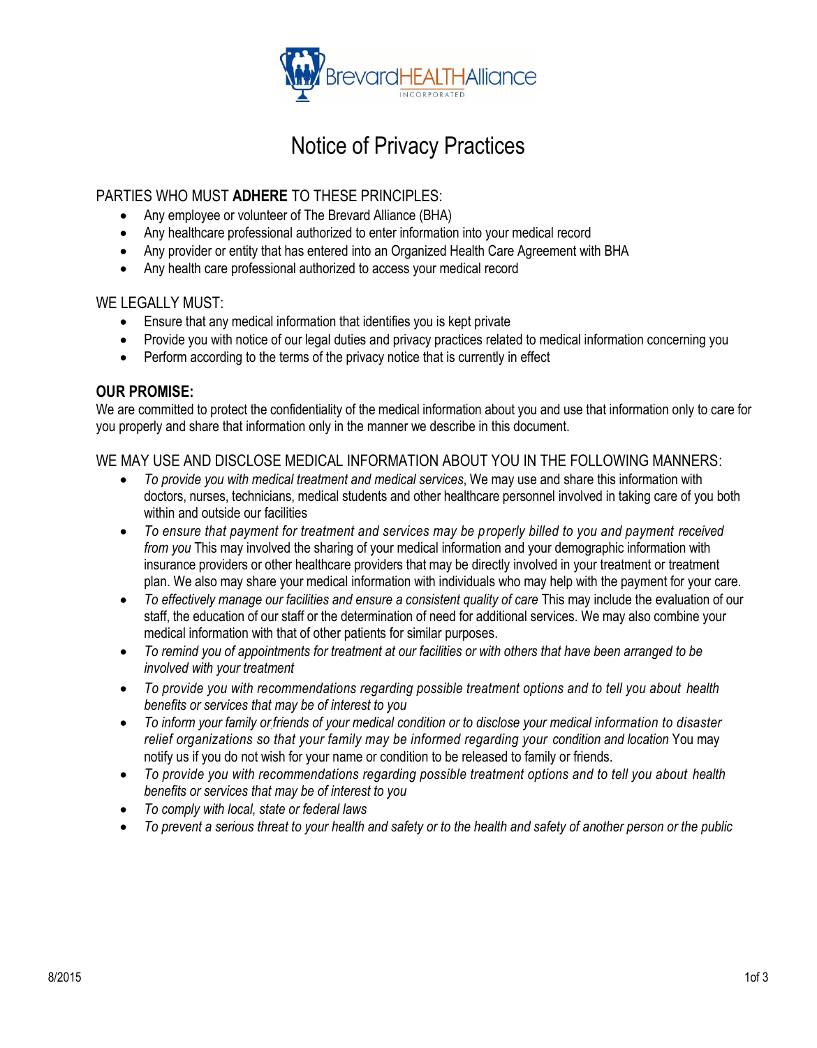BrevardHEALTHAlliance INCORPORATED

# Notice of Privacy Practices

## PARTIES WHO MUST **ADHERE** TO THESE PRINCIPLES:

- Any employee or volunteer of The Brevard Alliance (BHA)
- Any healthcare professional authorized to enter information into your medical record
- Any provider or entity that has entered into an Organized Health Care Agreement with BHA
- Any health care professional authorized to access your medical record

## WE LEGALLY MUST:

- Ensure that any medical information that identifies you is kept private
- Provide you with notice of our legal duties and privacy practices related to medical information concerning you
- Perform according to the terms of the privacy notice that is currently in effect

## OUR PROMISE:

We are committed to protect the confidentiality of the medical information about you and use that information only to care for you properly and share that information only in the manner we describe in this document.

## WE MAY USE AND DISCLOSE MEDICAL INFORMATION ABOUT YOU IN THE FOLLOWING MANNERS:

- *To provide you with medical treatment and medical services*, We may use and share this information with doctors, nurses, technicians, medical students and other healthcare personnel involved in taking care of you both within and outside our facilities
- *To ensure that payment for treatment and services may be properly billed to you and payment received from you* This may involved the sharing of your medical information and your demographic information with insurance providers or other healthcare providers that may be directly involved in your treatment or treatment plan. We also may share your medical information with individuals who may help with the payment for your care.
- *To effectively manage our facilities and ensure a consistent quality of care* This may include the evaluation of our staff, the education of our staff or the determination of need for additional services. We may also combine your medical information with that of other patients for similar purposes.
- *To remind you of appointments for treatment at our facilities or with others that have been arranged to be involved with your treatment*
- *To provide you with recommendations regarding possible treatment options and to tell you about health benefits or services that may be of interest to you*
- *To inform your family or friends of your medical condition or to disclose your medical information to disaster relief organizations so that your family may be informed regarding your condition and location* You may notify us if you do not wish for your name or condition to be released to family or friends.
- *To provide you with recommendations regarding possible treatment options and to tell you about health benefits or services that may be of interest to you*
- *To comply with local, state or federal laws*
- *To prevent a serious threat to your health and safety or to the health and safety of another person or the public*

8/2015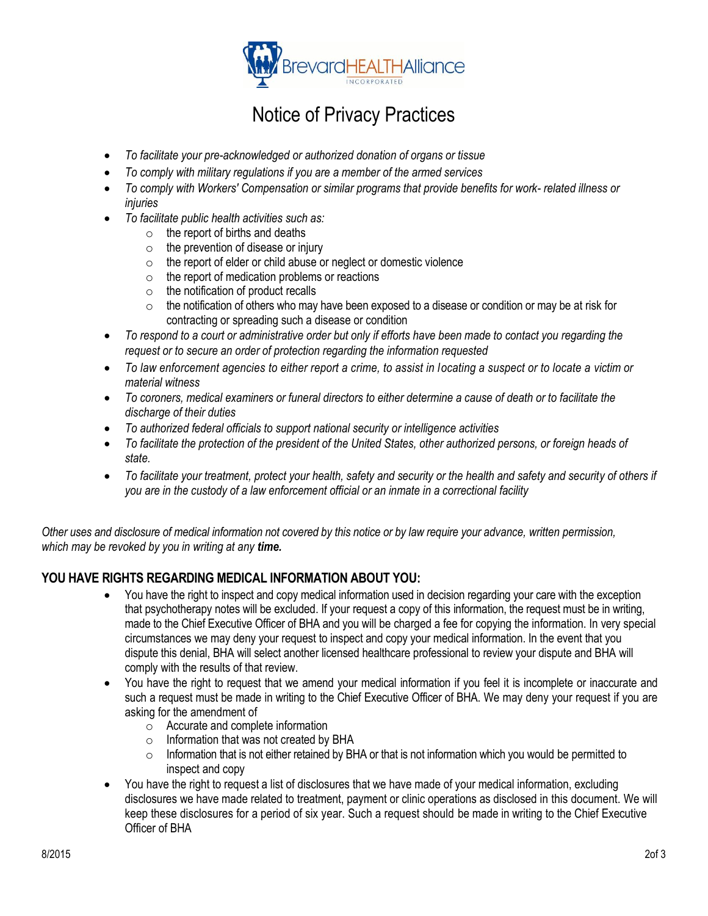# Notice of Privacy Practices

- *To facilitate your pre-acknowledged or authorized donation of organs or tissue*
- *To comply with military regulations if you are a member of the armed services*
- *To comply with Workers' Compensation or similar programs that provide benefits for work- related illness or injuries*
- *To facilitate public health activities such as:*
  - the report of births and deaths
  - the prevention of disease or injury
  - the report of elder or child abuse or neglect or domestic violence
  - the report of medication problems or reactions
  - the notification of product recalls
  - the notification of others who may have been exposed to a disease or condition or may be at risk for contracting or spreading such a disease or condition
- *To respond to a court or administrative order but only if efforts have been made to contact you regarding the request or to secure an order of protection regarding the information requested*
- *To law enforcement agencies to either report a crime, to assist in locating a suspect or to locate a victim or material witness*
- *To coroners, medical examiners or funeral directors to either determine a cause of death or to facilitate the discharge of their duties*
- *To authorized federal officials to support national security or intelligence activities*
- *To facilitate the protection of the president of the United States, other authorized persons, or foreign heads of state.*
- *To facilitate your treatment, protect your health, safety and security or the health and safety and security of others if you are in the custody of a law enforcement official or an inmate in a correctional facility*

*Other uses and disclosure of medical information not covered by this notice or by law require your advance, written permission, which may be revoked by you in writing at any **time.***

## YOU HAVE RIGHTS REGARDING MEDICAL INFORMATION ABOUT YOU:

- You have the right to inspect and copy medical information used in decision regarding your care with the exception that psychotherapy notes will be excluded. If your request a copy of this information, the request must be in writing, made to the Chief Executive Officer of BHA and you will be charged a fee for copying the information. In very special circumstances we may deny your request to inspect and copy your medical information. In the event that you dispute this denial, BHA will select another licensed healthcare professional to review your dispute and BHA will comply with the results of that review.
- You have the right to request that we amend your medical information if you feel it is incomplete or inaccurate and such a request must be made in writing to the Chief Executive Officer of BHA. We may deny your request if you are asking for the amendment of
  - Accurate and complete information
  - Information that was not created by BHA
  - Information that is not either retained by BHA or that is not information which you would be permitted to inspect and copy
- You have the right to request a list of disclosures that we have made of your medical information, excluding disclosures we have made related to treatment, payment or clinic operations as disclosed in this document. We will keep these disclosures for a period of six year. Such a request should be made in writing to the Chief Executive Officer of BHA

8/2015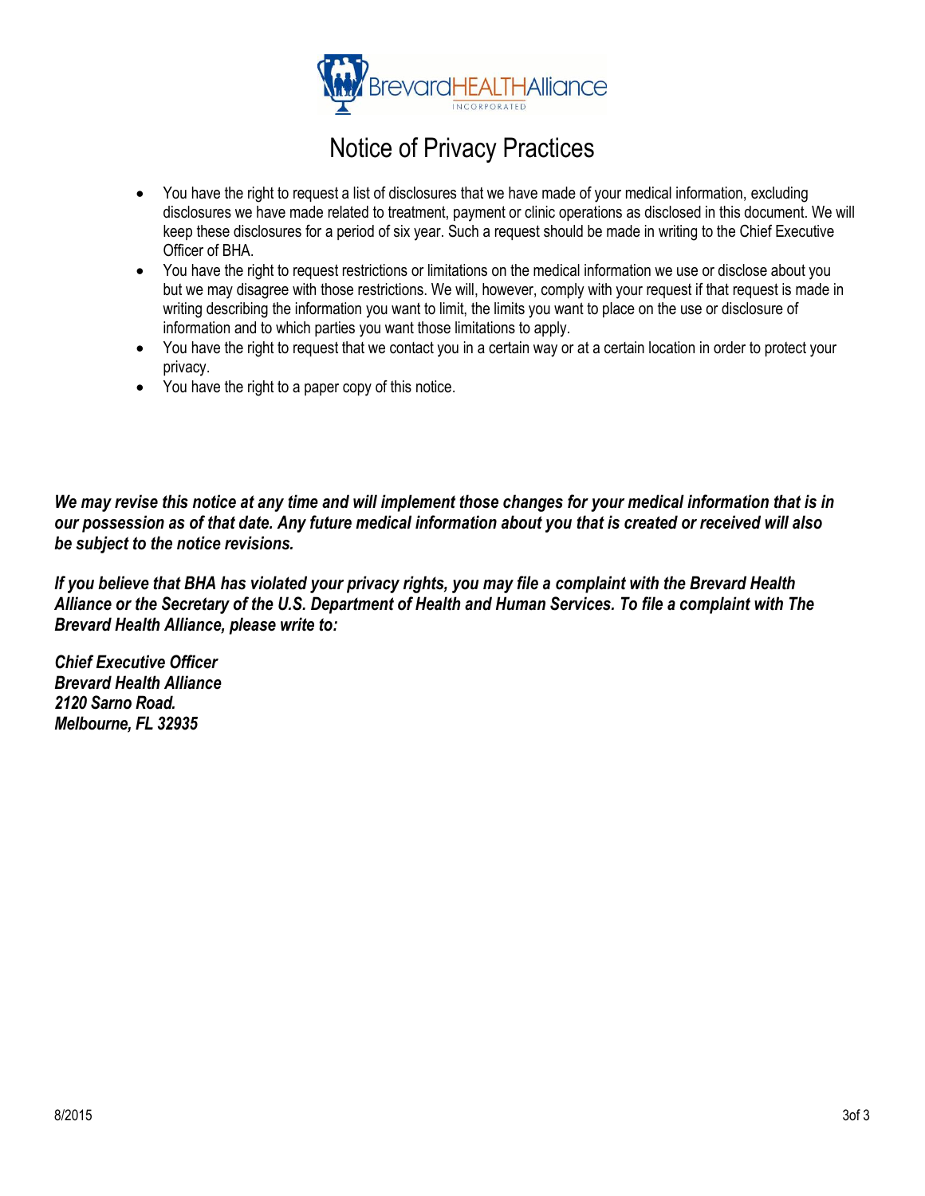# Notice of Privacy Practices

- You have the right to request a list of disclosures that we have made of your medical information, excluding disclosures we have made related to treatment, payment or clinic operations as disclosed in this document. We will keep these disclosures for a period of six year. Such a request should be made in writing to the Chief Executive Officer of BHA.
- You have the right to request restrictions or limitations on the medical information we use or disclose about you but we may disagree with those restrictions. We will, however, comply with your request if that request is made in writing describing the information you want to limit, the limits you want to place on the use or disclosure of information and to which parties you want those limitations to apply.
- You have the right to request that we contact you in a certain way or at a certain location in order to protect your privacy.
- You have the right to a paper copy of this notice.

***We may revise this notice at any time and will implement those changes for your medical information that is in our possession as of that date. Any future medical information about you that is created or received will also be subject to the notice revisions.***

***If you believe that BHA has violated your privacy rights, you may file a complaint with the Brevard Health Alliance or the Secretary of the U.S. Department of Health and Human Services. To file a complaint with The Brevard Health Alliance, please write to:***

***Chief Executive Officer***
***Brevard Health Alliance***
***2120 Sarno Road.***
***Melbourne, FL 32935***

8/2015